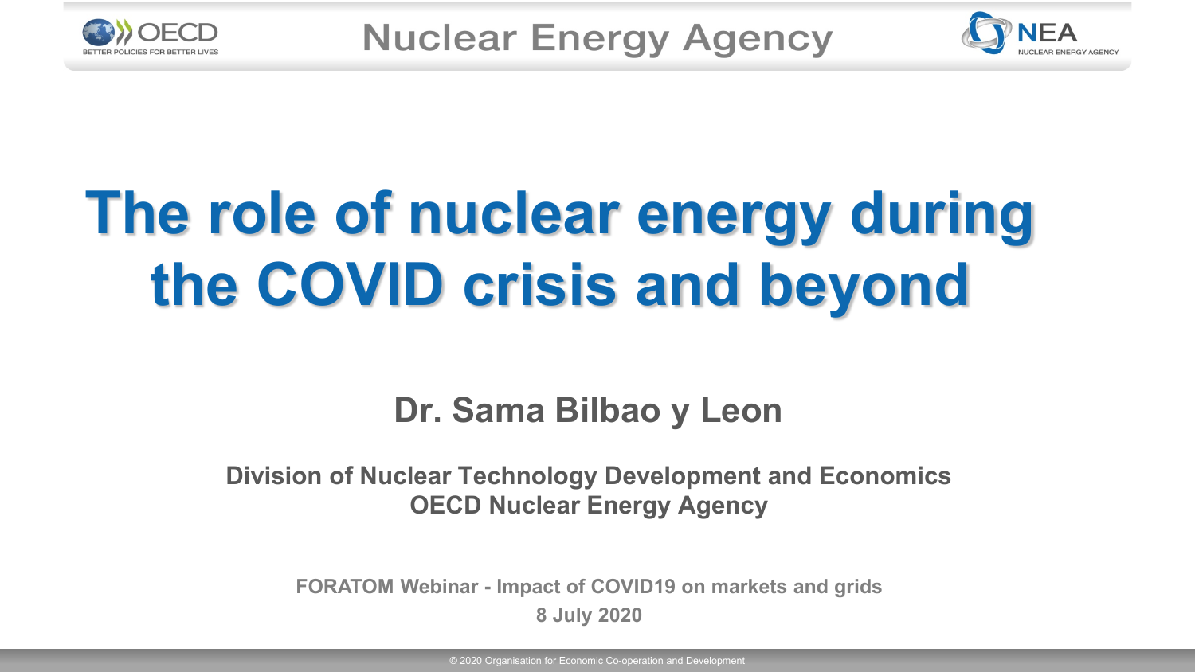# The role of nuclear energy during the COVID crisis and beyond

**Dr. Sama Bilbao y Leon**

**Division of Nuclear Technology Development and Economics**
**OECD Nuclear Energy Agency**

**FORATOM Webinar - Impact of COVID19 on markets and grids**
**8 July 2020**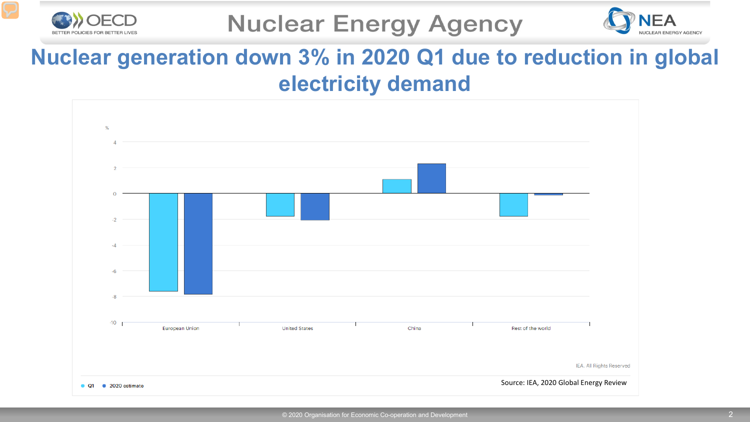# Nuclear generation down 3% in 2020 Q1 due to reduction in global electricity demand

%

4

2

0

-2

-4

-6

-8

-10

European Union | United States | China | Rest of the world

IEA. All Rights Reserved

● Q1 ● 2020 estimate

Source: IEA, 2020 Global Energy Review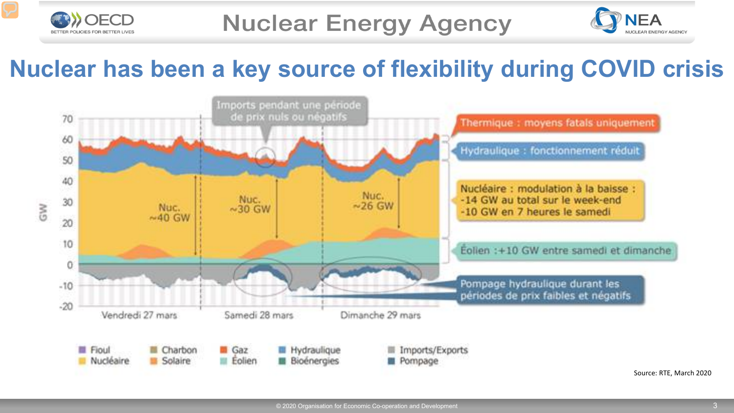# Nuclear has been a key source of flexibility during COVID crisis

Imports pendant une période de prix nuls ou négatifs

Thermique : moyens fatals uniquement

Hydraulique : fonctionnement réduit

Nucléaire : modulation à la baisse :
-14 GW au total sur le week-end
-10 GW en 7 heures le samedi

Éolien : +10 GW entre samedi et dimanche

Pompage hydraulique durant les périodes de prix faibles et négatifs

Nuc. ~40 GW — Nuc. ~30 GW — Nuc. ~26 GW

Vendredi 27 mars — Samedi 28 mars — Dimanche 29 mars

Fioul, Nucléaire, Charbon, Solaire, Gaz, Éolien, Hydraulique, Bioénergies, Imports/Exports, Pompage

Source: RTE, March 2020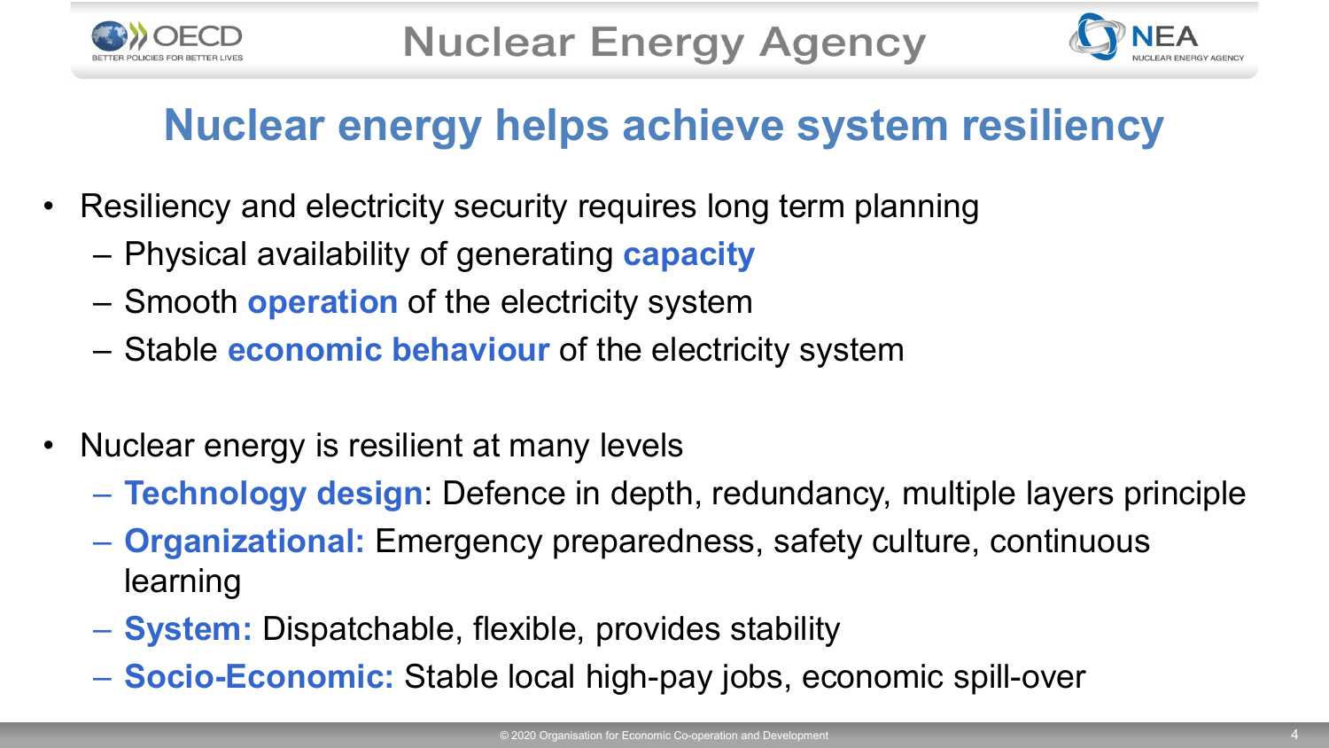# Nuclear energy helps achieve system resiliency

- Resiliency and electricity security requires long term planning
  - Physical availability of generating **capacity**
  - Smooth **operation** of the electricity system
  - Stable **economic behaviour** of the electricity system

- Nuclear energy is resilient at many levels
  - **Technology design**: Defence in depth, redundancy, multiple layers principle
  - **Organizational:** Emergency preparedness, safety culture, continuous learning
  - **System:** Dispatchable, flexible, provides stability
  - **Socio-Economic:** Stable local high-pay jobs, economic spill-over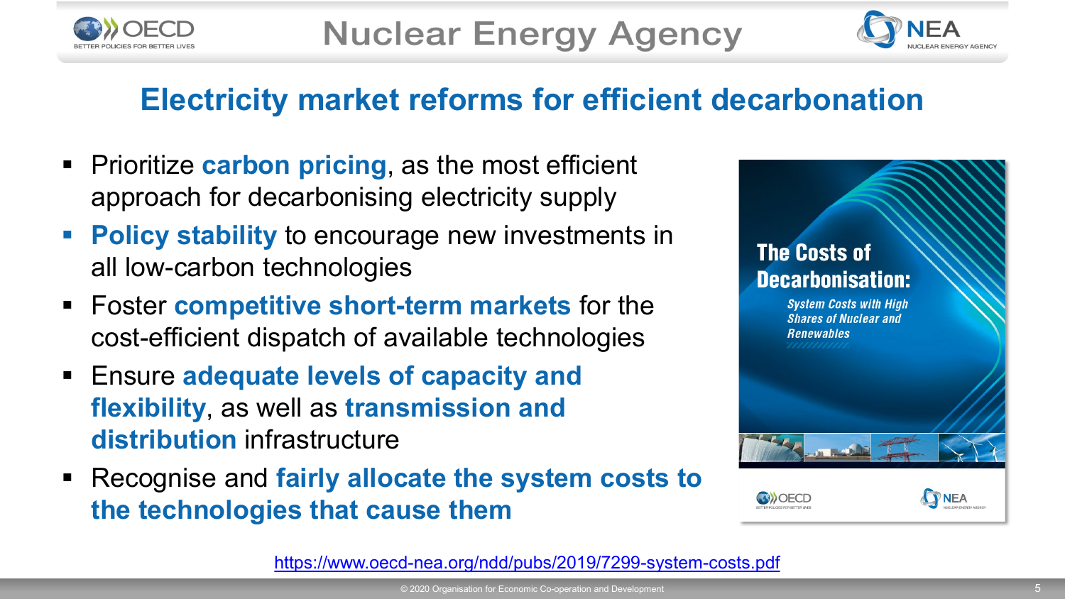## Electricity market reforms for efficient decarbonation

- Prioritize **carbon pricing**, as the most efficient approach for decarbonising electricity supply
- **Policy stability** to encourage new investments in all low-carbon technologies
- Foster **competitive short-term markets** for the cost-efficient dispatch of available technologies
- Ensure **adequate levels of capacity and flexibility**, as well as **transmission and distribution** infrastructure
- Recognise and **fairly allocate the system costs to the technologies that cause them**

The Costs of Decarbonisation: *System Costs with High Shares of Nuclear and Renewables*

https://www.oecd-nea.org/ndd/pubs/2019/7299-system-costs.pdf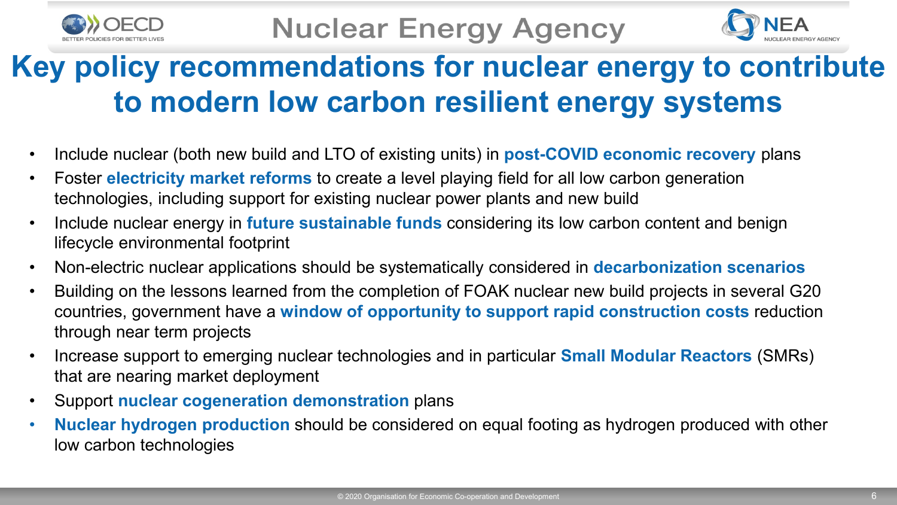# Key policy recommendations for nuclear energy to contribute to modern low carbon resilient energy systems

- Include nuclear (both new build and LTO of existing units) in **post-COVID economic recovery** plans
- Foster **electricity market reforms** to create a level playing field for all low carbon generation technologies, including support for existing nuclear power plants and new build
- Include nuclear energy in **future sustainable funds** considering its low carbon content and benign lifecycle environmental footprint
- Non-electric nuclear applications should be systematically considered in **decarbonization scenarios**
- Building on the lessons learned from the completion of FOAK nuclear new build projects in several G20 countries, government have a **window of opportunity to support rapid construction costs** reduction through near term projects
- Increase support to emerging nuclear technologies and in particular **Small Modular Reactors** (SMRs) that are nearing market deployment
- Support **nuclear cogeneration demonstration** plans
- **Nuclear hydrogen production** should be considered on equal footing as hydrogen produced with other low carbon technologies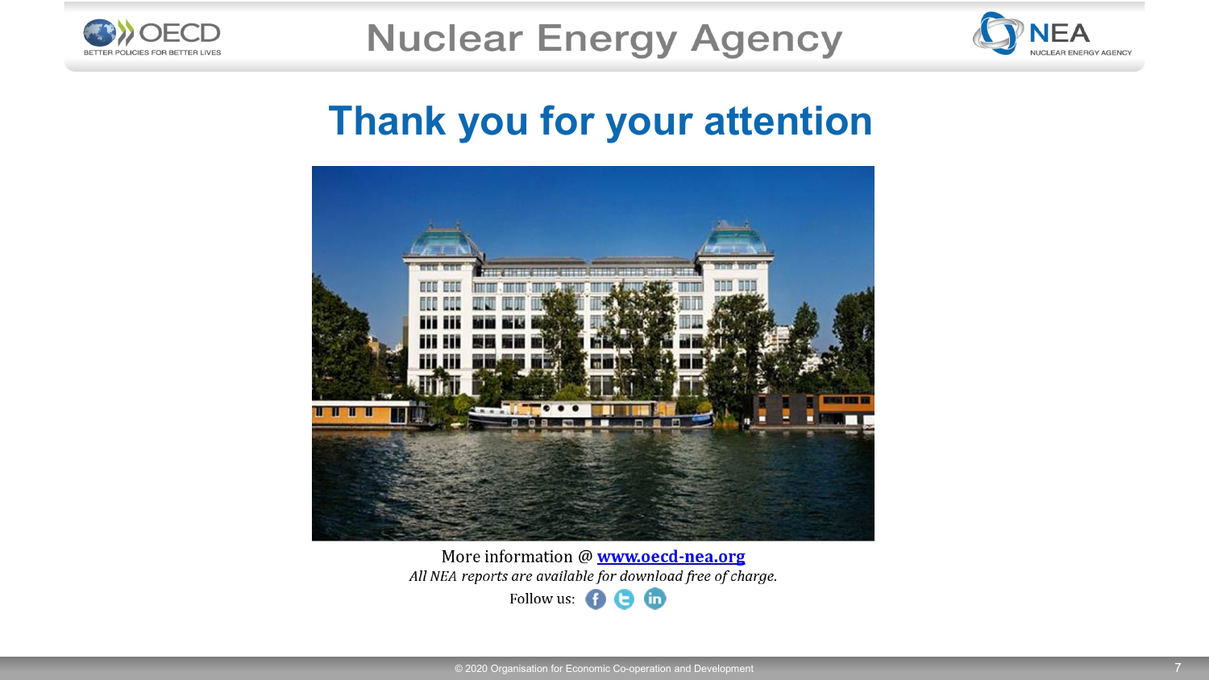# Thank you for your attention

More information @ **www.oecd-nea.org**

*All NEA reports are available for download free of charge.*

Follow us: